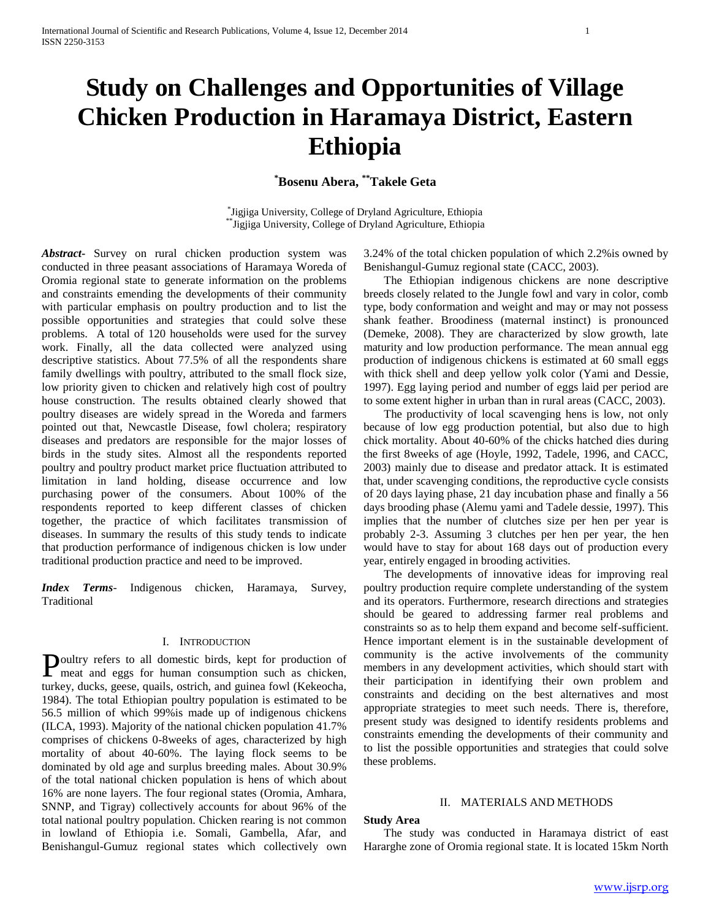# Study on Challenges and Opportunities of Village Chicken Production in Haramaya District, Eastern Ethiopia

**[*]Bosenu Abera, [**]Takele Geta**

[*]Jigjiga University, College of Dryland Agriculture, Ethiopia
[**]Jigjiga University, College of Dryland Agriculture, Ethiopia

***Abstract***- Survey on rural chicken production system was conducted in three peasant associations of Haramaya Woreda of Oromia regional state to generate information on the problems and constraints emending the developments of their community with particular emphasis on poultry production and to list the possible opportunities and strategies that could solve these problems. A total of 120 households were used for the survey work. Finally, all the data collected were analyzed using descriptive statistics. About 77.5% of all the respondents share family dwellings with poultry, attributed to the small flock size, low priority given to chicken and relatively high cost of poultry house construction. The results obtained clearly showed that poultry diseases are widely spread in the Woreda and farmers pointed out that, Newcastle Disease, fowl cholera; respiratory diseases and predators are responsible for the major losses of birds in the study sites. Almost all the respondents reported poultry and poultry product market price fluctuation attributed to limitation in land holding, disease occurrence and low purchasing power of the consumers. About 100% of the respondents reported to keep different classes of chicken together, the practice of which facilitates transmission of diseases. In summary the results of this study tends to indicate that production performance of indigenous chicken is low under traditional production practice and need to be improved.

***Index Terms***- Indigenous chicken, Haramaya, Survey, Traditional

## I. Introduction

Poultry refers to all domestic birds, kept for production of meat and eggs for human consumption such as chicken, turkey, ducks, geese, quails, ostrich, and guinea fowl (Kekeocha, 1984). The total Ethiopian poultry population is estimated to be 56.5 million of which 99%is made up of indigenous chickens (ILCA, 1993). Majority of the national chicken population 41.7% comprises of chickens 0-8weeks of ages, characterized by high mortality of about 40-60%. The laying flock seems to be dominated by old age and surplus breeding males. About 30.9% of the total national chicken population is hens of which about 16% are none layers. The four regional states (Oromia, Amhara, SNNP, and Tigray) collectively accounts for about 96% of the total national poultry population. Chicken rearing is not common in lowland of Ethiopia i.e. Somali, Gambella, Afar, and Benishangul-Gumuz regional states which collectively own 3.24% of the total chicken population of which 2.2%is owned by Benishangul-Gumuz regional state (CACC, 2003).

The Ethiopian indigenous chickens are none descriptive breeds closely related to the Jungle fowl and vary in color, comb type, body conformation and weight and may or may not possess shank feather. Broodiness (maternal instinct) is pronounced (Demeke, 2008). They are characterized by slow growth, late maturity and low production performance. The mean annual egg production of indigenous chickens is estimated at 60 small eggs with thick shell and deep yellow yolk color (Yami and Dessie, 1997). Egg laying period and number of eggs laid per period are to some extent higher in urban than in rural areas (CACC, 2003).

The productivity of local scavenging hens is low, not only because of low egg production potential, but also due to high chick mortality. About 40-60% of the chicks hatched dies during the first 8weeks of age (Hoyle, 1992, Tadele, 1996, and CACC, 2003) mainly due to disease and predator attack. It is estimated that, under scavenging conditions, the reproductive cycle consists of 20 days laying phase, 21 day incubation phase and finally a 56 days brooding phase (Alemu yami and Tadele dessie, 1997). This implies that the number of clutches size per hen per year is probably 2-3. Assuming 3 clutches per hen per year, the hen would have to stay for about 168 days out of production every year, entirely engaged in brooding activities.

The developments of innovative ideas for improving real poultry production require complete understanding of the system and its operators. Furthermore, research directions and strategies should be geared to addressing farmer real problems and constraints so as to help them expand and become self-sufficient. Hence important element is in the sustainable development of community is the active involvements of the community members in any development activities, which should start with their participation in identifying their own problem and constraints and deciding on the best alternatives and most appropriate strategies to meet such needs. There is, therefore, present study was designed to identify residents problems and constraints emending the developments of their community and to list the possible opportunities and strategies that could solve these problems.

## II. Materials and Methods

### Study Area

The study was conducted in Haramaya district of east Hararghe zone of Oromia regional state. It is located 15km North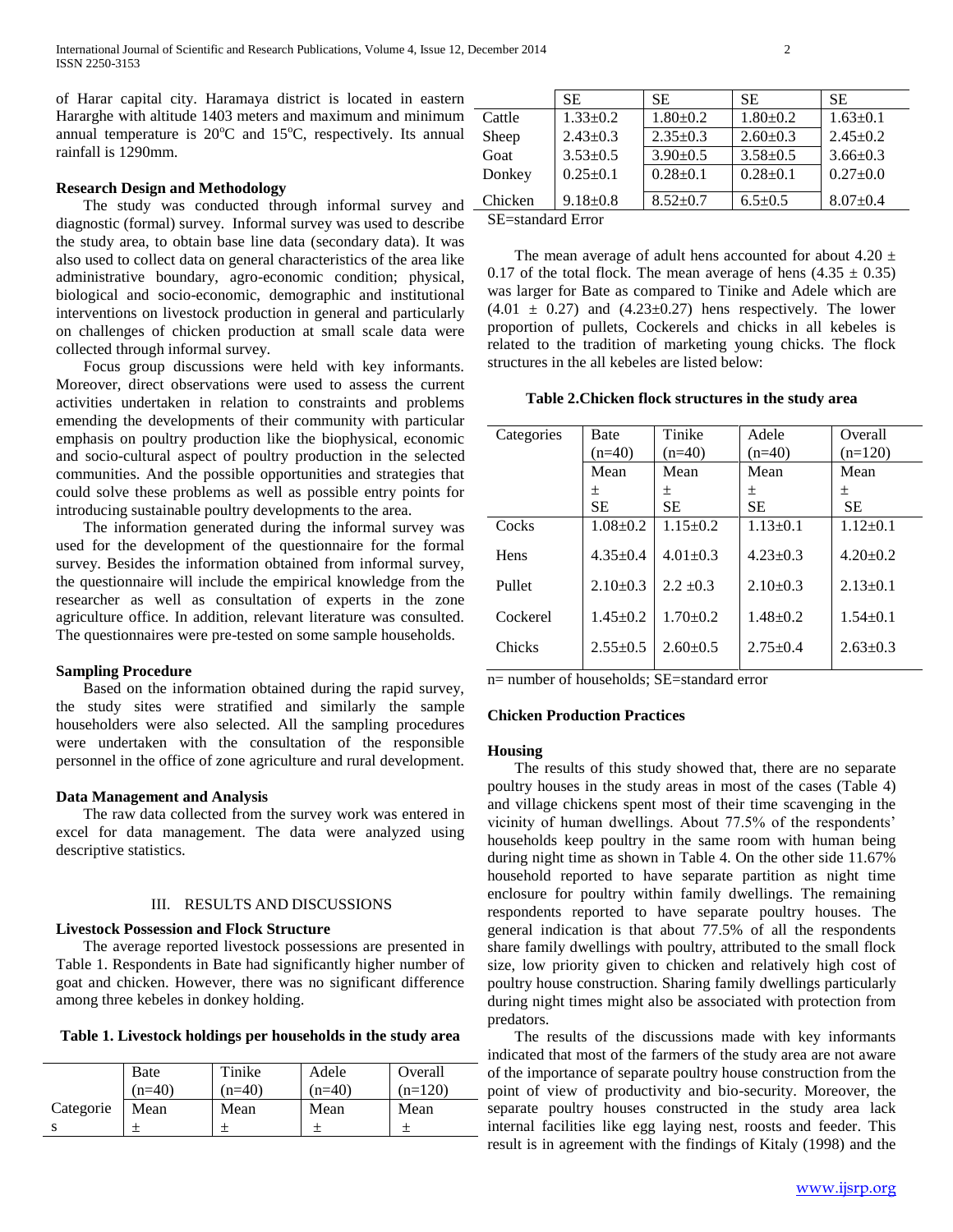of Harar capital city. Haramaya district is located in eastern Hararghe with altitude 1403 meters and maximum and minimum annual temperature is 20°C and 15°C, respectively. Its annual rainfall is 1290mm.

### Research Design and Methodology

The study was conducted through informal survey and diagnostic (formal) survey. Informal survey was used to describe the study area, to obtain base line data (secondary data). It was also used to collect data on general characteristics of the area like administrative boundary, agro-economic condition; physical, biological and socio-economic, demographic and institutional interventions on livestock production in general and particularly on challenges of chicken production at small scale data were collected through informal survey.

Focus group discussions were held with key informants. Moreover, direct observations were used to assess the current activities undertaken in relation to constraints and problems emending the developments of their community with particular emphasis on poultry production like the biophysical, economic and socio-cultural aspect of poultry production in the selected communities. And the possible opportunities and strategies that could solve these problems as well as possible entry points for introducing sustainable poultry developments to the area.

The information generated during the informal survey was used for the development of the questionnaire for the formal survey. Besides the information obtained from informal survey, the questionnaire will include the empirical knowledge from the researcher as well as consultation of experts in the zone agriculture office. In addition, relevant literature was consulted. The questionnaires were pre-tested on some sample households.

### Sampling Procedure

Based on the information obtained during the rapid survey, the study sites were stratified and similarly the sample householders were also selected. All the sampling procedures were undertaken with the consultation of the responsible personnel in the office of zone agriculture and rural development.

### Data Management and Analysis

The raw data collected from the survey work was entered in excel for data management. The data were analyzed using descriptive statistics.

## III. Results and Discussions

### Livestock Possession and Flock Structure

The average reported livestock possessions are presented in Table 1. Respondents in Bate had significantly higher number of goat and chicken. However, there was no significant difference among three kebeles in donkey holding.

**Table 1. Livestock holdings per households in the study area**

| Categories | Bate (n=40) Mean ± SE | Tinike (n=40) Mean ± SE | Adele (n=40) Mean ± SE | Overall (n=120) Mean ± SE |
|---|---|---|---|---|
| Cattle | 1.33±0.2 | 1.80±0.2 | 1.80±0.2 | 1.63±0.1 |
| Sheep | 2.43±0.3 | 2.35±0.3 | 2.60±0.3 | 2.45±0.2 |
| Goat | 3.53±0.5 | 3.90±0.5 | 3.58±0.5 | 3.66±0.3 |
| Donkey | 0.25±0.1 | 0.28±0.1 | 0.28±0.1 | 0.27±0.0 |
| Chicken | 9.18±0.8 | 8.52±0.7 | 6.5±0.5 | 8.07±0.4 |

SE=standard Error

The mean average of adult hens accounted for about 4.20 ± 0.17 of the total flock. The mean average of hens (4.35 ± 0.35) was larger for Bate as compared to Tinike and Adele which are (4.01 ± 0.27) and (4.23±0.27) hens respectively. The lower proportion of pullets, Cockerels and chicks in all kebeles is related to the tradition of marketing young chicks. The flock structures in the all kebeles are listed below:

**Table 2.Chicken flock structures in the study area**

| Categories | Bate (n=40) Mean ± SE | Tinike (n=40) Mean ± SE | Adele (n=40) Mean ± SE | Overall (n=120) Mean ± SE |
|---|---|---|---|---|
| Cocks | 1.08±0.2 | 1.15±0.2 | 1.13±0.1 | 1.12±0.1 |
| Hens | 4.35±0.4 | 4.01±0.3 | 4.23±0.3 | 4.20±0.2 |
| Pullet | 2.10±0.3 | 2.2 ±0.3 | 2.10±0.3 | 2.13±0.1 |
| Cockerel | 1.45±0.2 | 1.70±0.2 | 1.48±0.2 | 1.54±0.1 |
| Chicks | 2.55±0.5 | 2.60±0.5 | 2.75±0.4 | 2.63±0.3 |

n= number of households; SE=standard error

### Chicken Production Practices

#### Housing

The results of this study showed that, there are no separate poultry houses in the study areas in most of the cases (Table 4) and village chickens spent most of their time scavenging in the vicinity of human dwellings. About 77.5% of the respondents' households keep poultry in the same room with human being during night time as shown in Table 4. On the other side 11.67% household reported to have separate partition as night time enclosure for poultry within family dwellings. The remaining respondents reported to have separate poultry houses. The general indication is that about 77.5% of all the respondents share family dwellings with poultry, attributed to the small flock size, low priority given to chicken and relatively high cost of poultry house construction. Sharing family dwellings particularly during night times might also be associated with protection from predators.

The results of the discussions made with key informants indicated that most of the farmers of the study area are not aware of the importance of separate poultry house construction from the point of view of productivity and bio-security. Moreover, the separate poultry houses constructed in the study area lack internal facilities like egg laying nest, roosts and feeder. This result is in agreement with the findings of Kitaly (1998) and the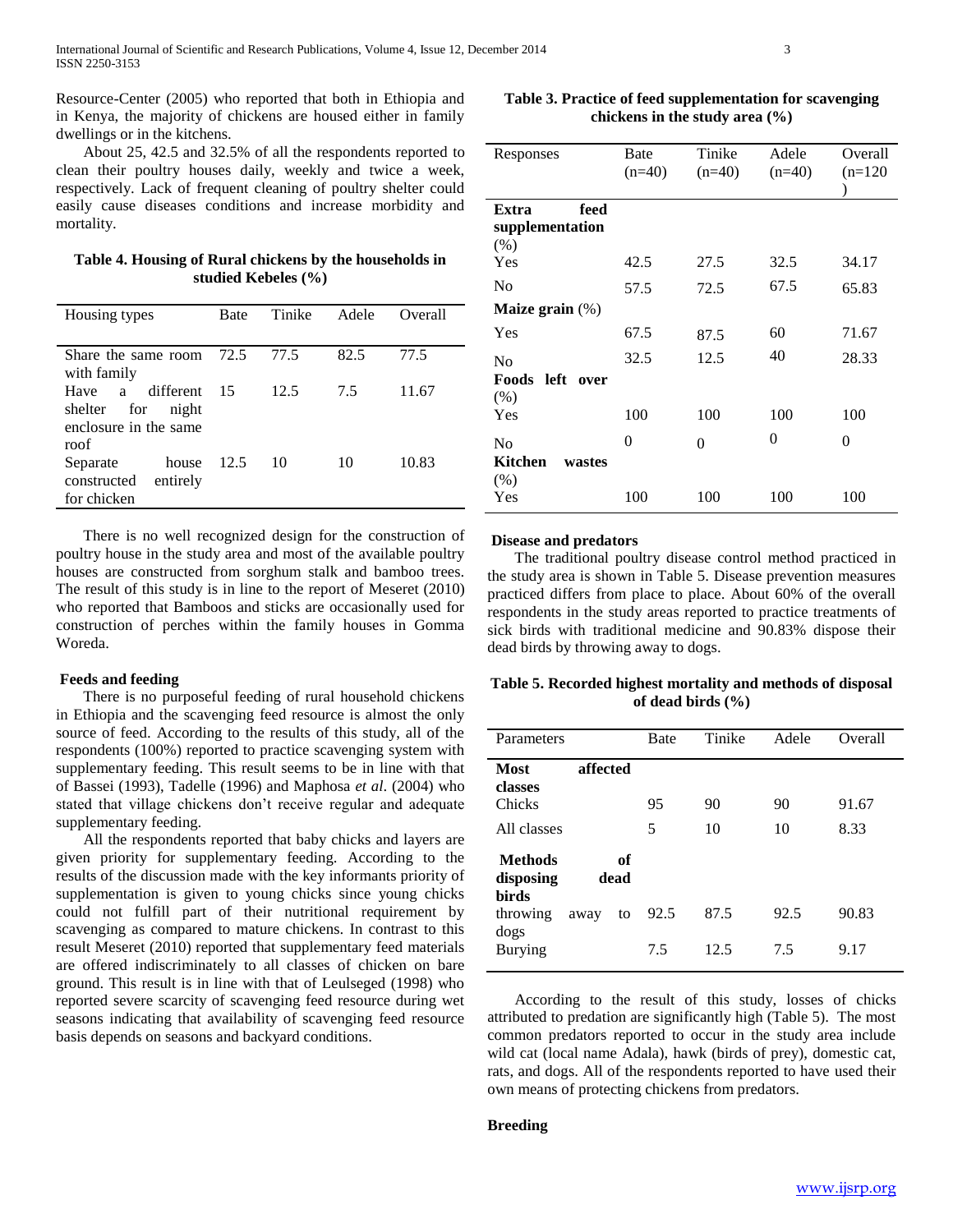Resource-Center (2005) who reported that both in Ethiopia and in Kenya, the majority of chickens are housed either in family dwellings or in the kitchens.

About 25, 42.5 and 32.5% of all the respondents reported to clean their poultry houses daily, weekly and twice a week, respectively. Lack of frequent cleaning of poultry shelter could easily cause diseases conditions and increase morbidity and mortality.

**Table 4. Housing of Rural chickens by the households in studied Kebeles (%)**

| Housing types | Bate | Tinike | Adele | Overall |
|---|---|---|---|---|
| Share the same room with family | 72.5 | 77.5 | 82.5 | 77.5 |
| Have a different shelter for night enclosure in the same roof | 15 | 12.5 | 7.5 | 11.67 |
| Separate house constructed entirely for chicken | 12.5 | 10 | 10 | 10.83 |

There is no well recognized design for the construction of poultry house in the study area and most of the available poultry houses are constructed from sorghum stalk and bamboo trees. The result of this study is in line to the report of Meseret (2010) who reported that Bamboos and sticks are occasionally used for construction of perches within the family houses in Gomma Woreda.

### Feeds and feeding

There is no purposeful feeding of rural household chickens in Ethiopia and the scavenging feed resource is almost the only source of feed. According to the results of this study, all of the respondents (100%) reported to practice scavenging system with supplementary feeding. This result seems to be in line with that of Bassei (1993), Tadelle (1996) and Maphosa *et al*. (2004) who stated that village chickens don't receive regular and adequate supplementary feeding.

All the respondents reported that baby chicks and layers are given priority for supplementary feeding. According to the results of the discussion made with the key informants priority of supplementation is given to young chicks since young chicks could not fulfill part of their nutritional requirement by scavenging as compared to mature chickens. In contrast to this result Meseret (2010) reported that supplementary feed materials are offered indiscriminately to all classes of chicken on bare ground. This result is in line with that of Leulseged (1998) who reported severe scarcity of scavenging feed resource during wet seasons indicating that availability of scavenging feed resource basis depends on seasons and backyard conditions.

**Table 3. Practice of feed supplementation for scavenging chickens in the study area (%)**

| Responses | Bate (n=40) | Tinike (n=40) | Adele (n=40) | Overall (n=120) |
|---|---|---|---|---|
| **Extra feed supplementation** (%) | | | | |
| Yes | 42.5 | 27.5 | 32.5 | 34.17 |
| No | 57.5 | 72.5 | 67.5 | 65.83 |
| **Maize grain** (%) | | | | |
| Yes | 67.5 | 87.5 | 60 | 71.67 |
| No | 32.5 | 12.5 | 40 | 28.33 |
| **Foods left over** (%) | | | | |
| Yes | 100 | 100 | 100 | 100 |
| No | 0 | 0 | 0 | 0 |
| **Kitchen wastes** (%) | | | | |
| Yes | 100 | 100 | 100 | 100 |

### Disease and predators

The traditional poultry disease control method practiced in the study area is shown in Table 5. Disease prevention measures practiced differs from place to place. About 60% of the overall respondents in the study areas reported to practice treatments of sick birds with traditional medicine and 90.83% dispose their dead birds by throwing away to dogs.

**Table 5. Recorded highest mortality and methods of disposal of dead birds (%)**

| Parameters | Bate | Tinike | Adele | Overall |
|---|---|---|---|---|
| **Most affected classes** | | | | |
| Chicks | 95 | 90 | 90 | 91.67 |
| All classes | 5 | 10 | 10 | 8.33 |
| **Methods of disposing dead birds** | | | | |
| throwing away to dogs | 92.5 | 87.5 | 92.5 | 90.83 |
| Burying | 7.5 | 12.5 | 7.5 | 9.17 |

According to the result of this study, losses of chicks attributed to predation are significantly high (Table 5). The most common predators reported to occur in the study area include wild cat (local name Adala), hawk (birds of prey), domestic cat, rats, and dogs. All of the respondents reported to have used their own means of protecting chickens from predators.

### Breeding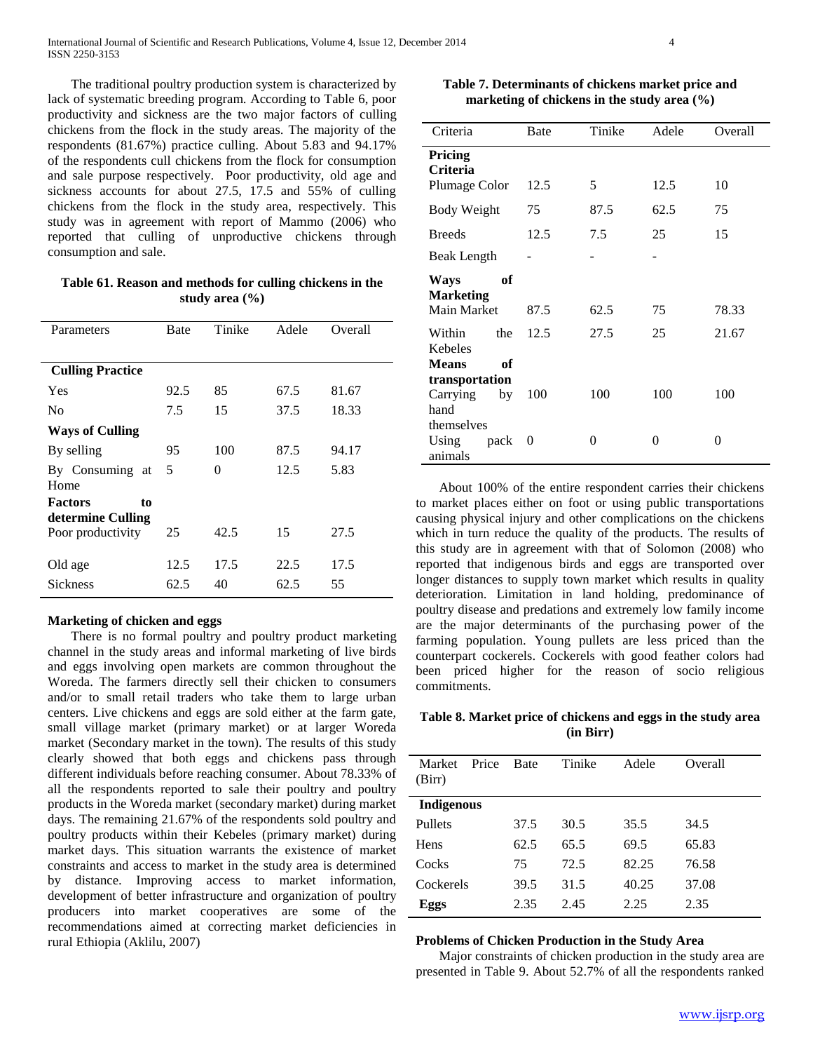The traditional poultry production system is characterized by lack of systematic breeding program. According to Table 6, poor productivity and sickness are the two major factors of culling chickens from the flock in the study areas. The majority of the respondents (81.67%) practice culling. About 5.83 and 94.17% of the respondents cull chickens from the flock for consumption and sale purpose respectively. Poor productivity, old age and sickness accounts for about 27.5, 17.5 and 55% of culling chickens from the flock in the study area, respectively. This study was in agreement with report of Mammo (2006) who reported that culling of unproductive chickens through consumption and sale.

**Table 61. Reason and methods for culling chickens in the study area (%)**

| Parameters | Bate | Tinike | Adele | Overall |
|---|---|---|---|---|
| **Culling Practice** | | | | |
| Yes | 92.5 | 85 | 67.5 | 81.67 |
| No | 7.5 | 15 | 37.5 | 18.33 |
| **Ways of Culling** | | | | |
| By selling | 95 | 100 | 87.5 | 94.17 |
| By Consuming at Home | 5 | 0 | 12.5 | 5.83 |
| **Factors to determine Culling** | | | | |
| Poor productivity | 25 | 42.5 | 15 | 27.5 |
| Old age | 12.5 | 17.5 | 22.5 | 17.5 |
| Sickness | 62.5 | 40 | 62.5 | 55 |

**Marketing of chicken and eggs**

There is no formal poultry and poultry product marketing channel in the study areas and informal marketing of live birds and eggs involving open markets are common throughout the Woreda. The farmers directly sell their chicken to consumers and/or to small retail traders who take them to large urban centers. Live chickens and eggs are sold either at the farm gate, small village market (primary market) or at larger Woreda market (Secondary market in the town). The results of this study clearly showed that both eggs and chickens pass through different individuals before reaching consumer. About 78.33% of all the respondents reported to sale their poultry and poultry products in the Woreda market (secondary market) during market days. The remaining 21.67% of the respondents sold poultry and poultry products within their Kebeles (primary market) during market days. This situation warrants the existence of market constraints and access to market in the study area is determined by distance. Improving access to market information, development of better infrastructure and organization of poultry producers into market cooperatives are some of the recommendations aimed at correcting market deficiencies in rural Ethiopia (Aklilu, 2007)

**Table 7. Determinants of chickens market price and marketing of chickens in the study area (%)**

| Criteria | Bate | Tinike | Adele | Overall |
|---|---|---|---|---|
| **Pricing Criteria** | | | | |
| Plumage Color | 12.5 | 5 | 12.5 | 10 |
| Body Weight | 75 | 87.5 | 62.5 | 75 |
| Breeds | 12.5 | 7.5 | 25 | 15 |
| Beak Length | - | - | - | |
| **Ways of Marketing** | | | | |
| Main Market | 87.5 | 62.5 | 75 | 78.33 |
| Within the Kebeles | 12.5 | 27.5 | 25 | 21.67 |
| **Means of transportation** | | | | |
| Carrying by hand themselves | 100 | 100 | 100 | 100 |
| Using pack animals | 0 | 0 | 0 | 0 |

About 100% of the entire respondent carries their chickens to market places either on foot or using public transportations causing physical injury and other complications on the chickens which in turn reduce the quality of the products. The results of this study are in agreement with that of Solomon (2008) who reported that indigenous birds and eggs are transported over longer distances to supply town market which results in quality deterioration. Limitation in land holding, predominance of poultry disease and predations and extremely low family income are the major determinants of the purchasing power of the farming population. Young pullets are less priced than the counterpart cockerels. Cockerels with good feather colors had been priced higher for the reason of socio religious commitments.

**Table 8. Market price of chickens and eggs in the study area (in Birr)**

| Market Price (Birr) | Bate | Tinike | Adele | Overall |
|---|---|---|---|---|
| **Indigenous** | | | | |
| Pullets | 37.5 | 30.5 | 35.5 | 34.5 |
| Hens | 62.5 | 65.5 | 69.5 | 65.83 |
| Cocks | 75 | 72.5 | 82.25 | 76.58 |
| Cockerels | 39.5 | 31.5 | 40.25 | 37.08 |
| **Eggs** | 2.35 | 2.45 | 2.25 | 2.35 |

**Problems of Chicken Production in the Study Area**

Major constraints of chicken production in the study area are presented in Table 9. About 52.7% of all the respondents ranked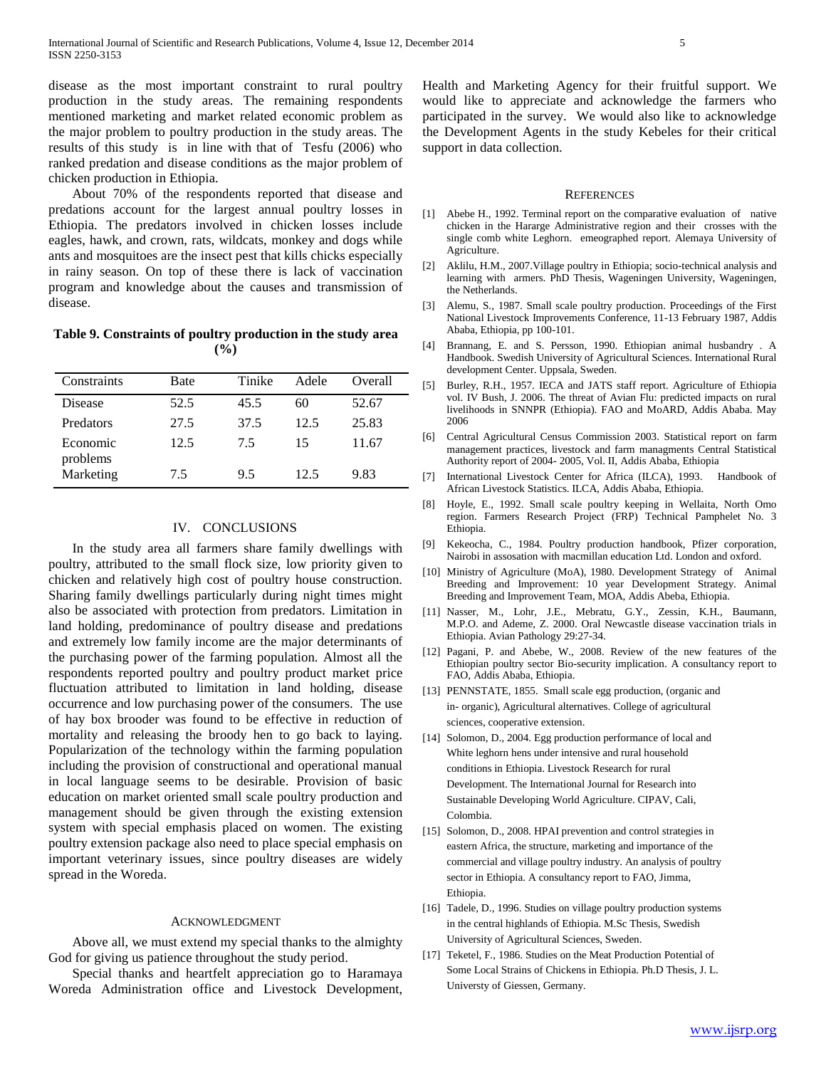disease as the most important constraint to rural poultry production in the study areas. The remaining respondents mentioned marketing and market related economic problem as the major problem to poultry production in the study areas. The results of this study is in line with that of Tesfu (2006) who ranked predation and disease conditions as the major problem of chicken production in Ethiopia.

About 70% of the respondents reported that disease and predations account for the largest annual poultry losses in Ethiopia. The predators involved in chicken losses include eagles, hawk, and crown, rats, wildcats, monkey and dogs while ants and mosquitoes are the insect pest that kills chicks especially in rainy season. On top of these there is lack of vaccination program and knowledge about the causes and transmission of disease.

**Table 9. Constraints of poultry production in the study area (%)**

| Constraints | Bate | Tinike | Adele | Overall |
|---|---|---|---|---|
| Disease | 52.5 | 45.5 | 60 | 52.67 |
| Predators | 27.5 | 37.5 | 12.5 | 25.83 |
| Economic problems | 12.5 | 7.5 | 15 | 11.67 |
| Marketing | 7.5 | 9.5 | 12.5 | 9.83 |

## IV. CONCLUSIONS

In the study area all farmers share family dwellings with poultry, attributed to the small flock size, low priority given to chicken and relatively high cost of poultry house construction. Sharing family dwellings particularly during night times might also be associated with protection from predators. Limitation in land holding, predominance of poultry disease and predations and extremely low family income are the major determinants of the purchasing power of the farming population. Almost all the respondents reported poultry and poultry product market price fluctuation attributed to limitation in land holding, disease occurrence and low purchasing power of the consumers. The use of hay box brooder was found to be effective in reduction of mortality and releasing the broody hen to go back to laying. Popularization of the technology within the farming population including the provision of constructional and operational manual in local language seems to be desirable. Provision of basic education on market oriented small scale poultry production and management should be given through the existing extension system with special emphasis placed on women. The existing poultry extension package also need to place special emphasis on important veterinary issues, since poultry diseases are widely spread in the Woreda.

## ACKNOWLEDGMENT

Above all, we must extend my special thanks to the almighty God for giving us patience throughout the study period.

Special thanks and heartfelt appreciation go to Haramaya Woreda Administration office and Livestock Development, Health and Marketing Agency for their fruitful support. We would like to appreciate and acknowledge the farmers who participated in the survey. We would also like to acknowledge the Development Agents in the study Kebeles for their critical support in data collection.

## REFERENCES

[1] Abebe H., 1992. Terminal report on the comparative evaluation of native chicken in the Hararge Administrative region and their crosses with the single comb white Leghorn. emeographed report. Alemaya University of Agriculture.

[2] Aklilu, H.M., 2007.Village poultry in Ethiopia; socio-technical analysis and learning with armers. PhD Thesis, Wageningen University, Wageningen, the Netherlands.

[3] Alemu, S., 1987. Small scale poultry production. Proceedings of the First National Livestock Improvements Conference, 11-13 February 1987, Addis Ababa, Ethiopia, pp 100-101.

[4] Brannang, E. and S. Persson, 1990. Ethiopian animal husbandry . A Handbook. Swedish University of Agricultural Sciences. International Rural development Center. Uppsala, Sweden.

[5] Burley, R.H., 1957. IECA and JATS staff report. Agriculture of Ethiopia vol. IV Bush, J. 2006. The threat of Avian Flu: predicted impacts on rural livelihoods in SNNPR (Ethiopia). FAO and MoARD, Addis Ababa. May 2006

[6] Central Agricultural Census Commission 2003. Statistical report on farm management practices, livestock and farm managments Central Statistical Authority report of 2004- 2005, Vol. II, Addis Ababa, Ethiopia

[7] International Livestock Center for Africa (ILCA), 1993. Handbook of African Livestock Statistics. ILCA, Addis Ababa, Ethiopia.

[8] Hoyle, E., 1992. Small scale poultry keeping in Wellaita, North Omo region. Farmers Research Project (FRP) Technical Pamphelet No. 3 Ethiopia.

[9] Kekeocha, C., 1984. Poultry production handbook, Pfizer corporation, Nairobi in assosation with macmillan education Ltd. London and oxford.

[10] Ministry of Agriculture (MoA), 1980. Development Strategy of Animal Breeding and Improvement: 10 year Development Strategy. Animal Breeding and Improvement Team, MOA, Addis Abeba, Ethiopia.

[11] Nasser, M., Lohr, J.E., Mebratu, G.Y., Zessin, K.H., Baumann, M.P.O. and Ademe, Z. 2000. Oral Newcastle disease vaccination trials in Ethiopia. Avian Pathology 29:27-34.

[12] Pagani, P. and Abebe, W., 2008. Review of the new features of the Ethiopian poultry sector Bio-security implication. A consultancy report to FAO, Addis Ababa, Ethiopia.

[13] PENNSTATE, 1855. Small scale egg production, (organic and in- organic), Agricultural alternatives. College of agricultural sciences, cooperative extension.

[14] Solomon, D., 2004. Egg production performance of local and White leghorn hens under intensive and rural household conditions in Ethiopia. Livestock Research for rural Development. The International Journal for Research into Sustainable Developing World Agriculture. CIPAV, Cali, Colombia.

[15] Solomon, D., 2008. HPAI prevention and control strategies in eastern Africa, the structure, marketing and importance of the commercial and village poultry industry. An analysis of poultry sector in Ethiopia. A consultancy report to FAO, Jimma, Ethiopia.

[16] Tadele, D., 1996. Studies on village poultry production systems in the central highlands of Ethiopia. M.Sc Thesis, Swedish University of Agricultural Sciences, Sweden.

[17] Teketel, F., 1986. Studies on the Meat Production Potential of Some Local Strains of Chickens in Ethiopia. Ph.D Thesis, J. L. Universty of Giessen, Germany.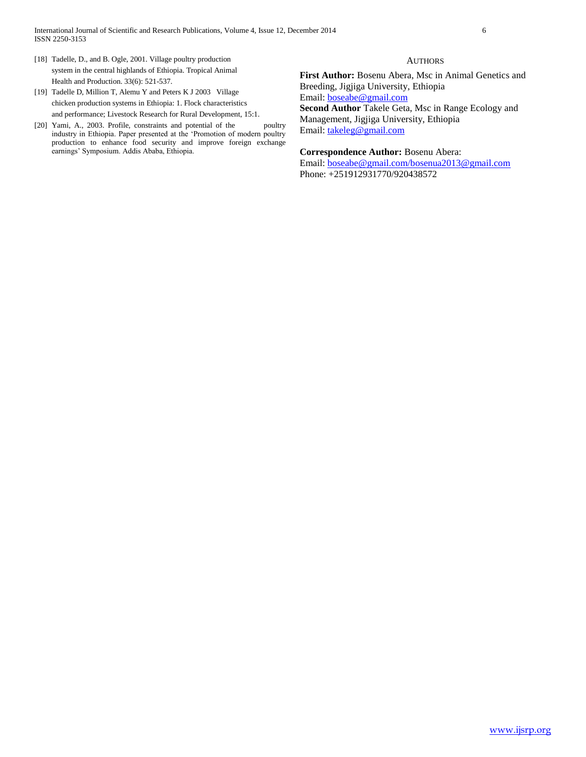[18] Tadelle, D., and B. Ogle, 2001. Village poultry production system in the central highlands of Ethiopia. Tropical Animal Health and Production. 33(6): 521-537.

[19] Tadelle D, Million T, Alemu Y and Peters K J 2003 Village chicken production systems in Ethiopia: 1. Flock characteristics and performance; Livestock Research for Rural Development, 15:1.

[20] Yami, A., 2003. Profile, constraints and potential of the poultry industry in Ethiopia. Paper presented at the 'Promotion of modern poultry production to enhance food security and improve foreign exchange earnings' Symposium. Addis Ababa, Ethiopia.

## AUTHORS

**First Author:** Bosenu Abera, Msc in Animal Genetics and Breeding, Jigjiga University, Ethiopia
Email: boseabe@gmail.com

**Second Author** Takele Geta, Msc in Range Ecology and Management, Jigjiga University, Ethiopia
Email: takeleg@gmail.com

**Correspondence Author:** Bosenu Abera:
Email: boseabe@gmail.com/bosenua2013@gmail.com
Phone: +251912931770/920438572